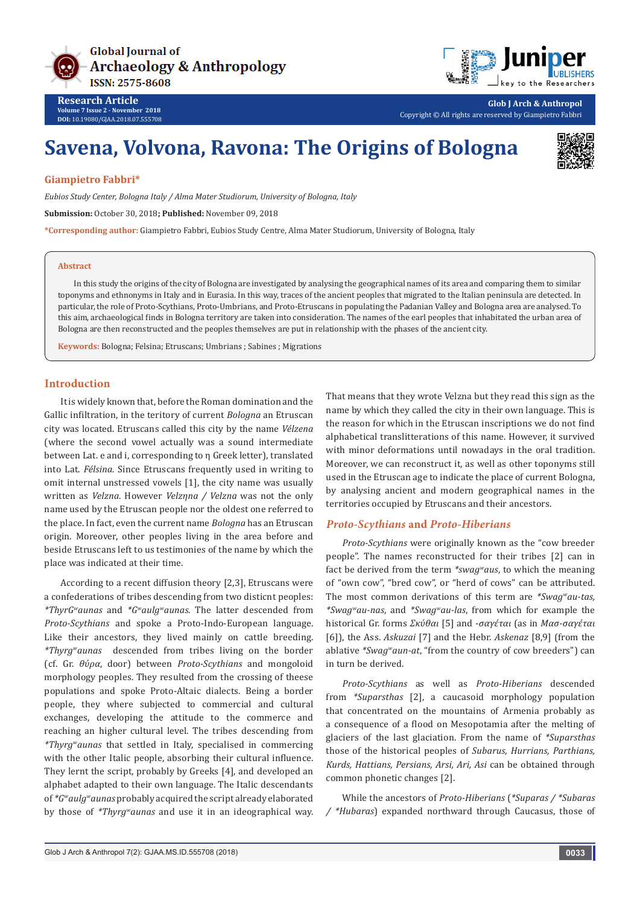# Savena, Volvona, Ravona: The Origins of Bologna

**Giampietro Fabbri***

*Eubios Study Center, Bologna Italy / Alma Mater Studiorum, University of Bologna, Italy*

**Submission:** October 30, 2018; **Published:** November 09, 2018

***Corresponding author:** Giampietro Fabbri, Eubios Study Centre, Alma Mater Studiorum, University of Bologna, Italy

## Abstract

In this study the origins of the city of Bologna are investigated by analysing the geographical names of its area and comparing them to similar toponyms and ethnonyms in Italy and in Eurasia. In this way, traces of the ancient peoples that migrated to the Italian peninsula are detected. In particular, the role of Proto-Scythians, Proto-Umbrians, and Proto-Etruscans in populating the Padanian Valley and Bologna area are analysed. To this aim, archaeological finds in Bologna territory are taken into consideration. The names of the earl peoples that inhabitated the urban area of Bologna are then reconstructed and the peoples themselves are put in relationship with the phases of the ancient city.

**Keywords:** Bologna; Felsina; Etruscans; Umbrians ; Sabines ; Migrations

## Introduction

It is widely known that, before the Roman domination and the Gallic infiltration, in the teritory of current *Bologna* an Etruscan city was located. Etruscans called this city by the name *Vélzena* (where the second vowel actually was a sound intermediate between Lat. e and i, corresponding to η Greek letter), translated into Lat. *Félsina*. Since Etruscans frequently used in writing to omit internal unstressed vowels [1], the city name was usually written as *Velzna*. However *Velzηna / Velzna* was not the only name used by the Etruscan people nor the oldest one referred to the place. In fact, even the current name *Bologna* has an Etruscan origin. Moreover, other peoples living in the area before and beside Etruscans left to us testimonies of the name by which the place was indicated at their time.

According to a recent diffusion theory [2,3], Etruscans were a confederations of tribes descending from two disticnt peoples: *\*ThyrGʷaunas* and *\*Gʷaulgʷaunas*. The latter descended from *Proto-Scythians* and spoke a Proto-Indo-European language. Like their ancestors, they lived mainly on cattle breeding. *\*Thyrgʷaunas* descended from tribes living on the border (cf. Gr. *θύρα*, door) between *Proto-Scythians* and mongoloid morphology peoples. They resulted from the crossing of theese populations and spoke Proto-Altaic dialects. Being a border people, they where subjected to commercial and cultural exchanges, developing the attitude to the commerce and reaching an higher cultural level. The tribes descending from *\*Thyrgʷaunas* that settled in Italy, specialised in commercing with the other Italic people, absorbing their cultural influence. They lernt the script, probably by Greeks [4], and developed an alphabet adapted to their own language. The Italic descendants of *\*Gʷaulgʷaunas* probably acquired the script already elaborated by those of *\*Thyrgʷaunas* and use it in an ideographical way. That means that they wrote Velzna but they read this sign as the name by which they called the city in their own language. This is the reason for which in the Etruscan inscriptions we do not find alphabetical translitterations of this name. However, it survived with minor deformations until nowadays in the oral tradition. Moreover, we can reconstruct it, as well as other toponyms still used in the Etruscan age to indicate the place of current Bologna, by analysing ancient and modern geographical names in the territories occupied by Etruscans and their ancestors.

### *Proto-Scythians* and *Proto-Hiberians*

*Proto-Scythians* were originally known as the "cow breeder people". The names reconstructed for their tribes [2] can in fact be derived from the term *\*swagʷaus*, to which the meaning of "own cow", "bred cow", or "herd of cows" can be attributed. The most common derivations of this term are *\*Swagʷau-tas, \*Swagʷau-nas*, and *\*Swagʷau-las*, from which for example the historical Gr. forms *Σκύθαι* [5] and *-σαγέται* (as in *Μασ-σαγέται* [6]), the Ass. *Askuzai* [7] and the Hebr. *Askenaz* [8,9] (from the ablative *\*Swagʷaun-at*, "from the country of cow breeders") can in turn be derived.

*Proto-Scythians* as well as *Proto-Hiberians* descended from *\*Suparsthas* [2], a caucasoid morphology population that concentrated on the mountains of Armenia probably as a consequence of a flood on Mesopotamia after the melting of glaciers of the last glaciation. From the name of *\*Suparsthas* those of the historical peoples of *Subarus, Hurrians, Parthians, Kurds, Hattians, Persians, Arsi, Ari, Asi* can be obtained through common phonetic changes [2].

While the ancestors of *Proto-Hiberians* (*\*Suparas / \*Subaras / \*Hubaras*) expanded northward through Caucasus, those of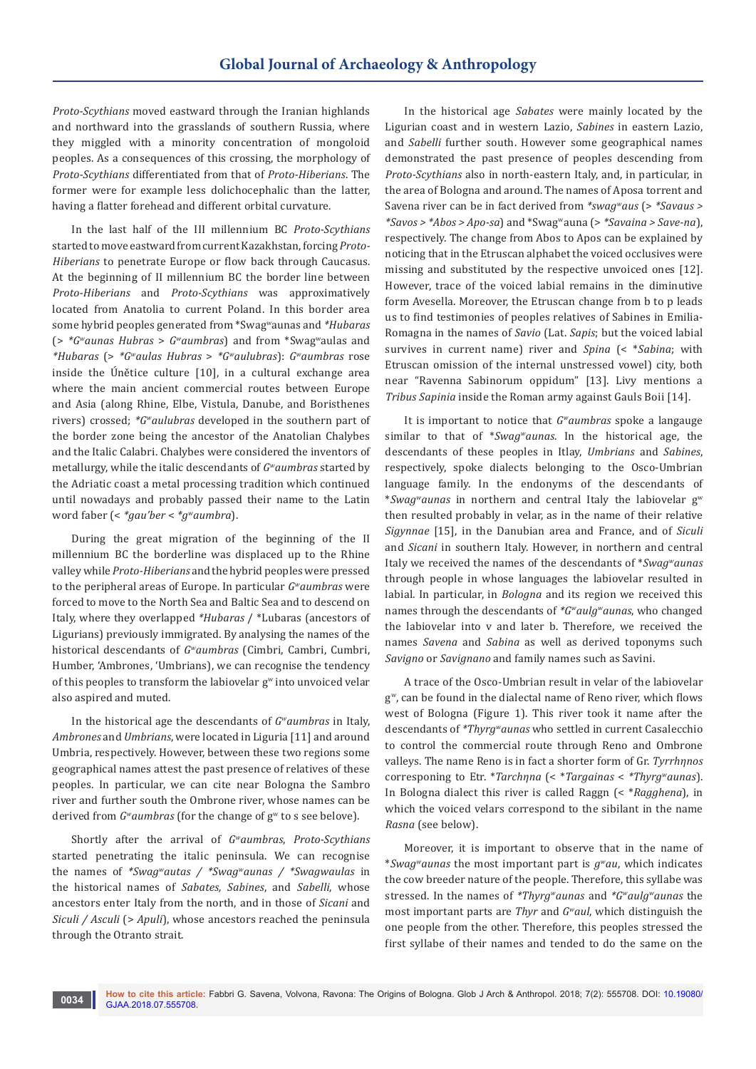*Proto-Scythians* moved eastward through the Iranian highlands and northward into the grasslands of southern Russia, where they miggled with a minority concentration of mongoloid peoples. As a consequences of this crossing, the morphology of *Proto-Scythians* differentiated from that of *Proto-Hiberians*. The former were for example less dolichocephalic than the latter, having a flatter forehead and different orbital curvature.

In the last half of the III millennium BC *Proto-Scythians* started to move eastward from current Kazakhstan, forcing *Proto-Hiberians* to penetrate Europe or flow back through Caucasus. At the beginning of II millennium BC the border line between *Proto-Hiberians* and *Proto-Scythians* was approximatively located from Anatolia to current Poland. In this border area some hybrid peoples generated from *Swag$^w$aunas and *\*Hubaras* (> *\*G$^w$aunas Hubras* > *G$^w$aumbras*) and from *Swag$^w$aulas and *\*Hubaras* (> *\*G$^w$aulas Hubras* > *\*G$^w$aulubras*): *G$^w$aumbras* rose inside the Únětice culture [10], in a cultural exchange area where the main ancient commercial routes between Europe and Asia (along Rhine, Elbe, Vistula, Danube, and Boristhenes rivers) crossed; *\*G$^w$aulubras* developed in the southern part of the border zone being the ancestor of the Anatolian Chalybes and the Italic Calabri. Chalybes were considered the inventors of metallurgy, while the italic descendants of *G$^w$aumbras* started by the Adriatic coast a metal processing tradition which continued until nowadays and probably passed their name to the Latin word faber (< *\*gau'ber* < *\*g$^w$aumbra*).

During the great migration of the beginning of the II millennium BC the borderline was displaced up to the Rhine valley while *Proto-Hiberians* and the hybrid peoples were pressed to the peripheral areas of Europe. In particular *G$^w$aumbras* were forced to move to the North Sea and Baltic Sea and to descend on Italy, where they overlapped *\*Hubaras* / *Lubaras (ancestors of Ligurians) previously immigrated. By analysing the names of the historical descendants of *G$^w$aumbras* (Cimbri, Cambri, Cumbri, Humber, 'Ambrones, 'Umbrians), we can recognise the tendency of this peoples to transform the labiovelar g$^w$ into unvoiced velar also aspired and muted.

In the historical age the descendants of *G$^w$aumbras* in Italy, *Ambrones* and *Umbrians*, were located in Liguria [11] and around Umbria, respectively. However, between these two regions some geographical names attest the past presence of relatives of these peoples. In particular, we can cite near Bologna the Sambro river and further south the Ombrone river, whose names can be derived from *G$^w$aumbras* (for the change of g$^w$ to s see belove).

Shortly after the arrival of *G$^w$aumbras*, *Proto-Scythians* started penetrating the italic peninsula. We can recognise the names of *\*Swag$^w$autas / \*Swag$^w$aunas / \*Swagwaulas* in the historical names of *Sabates, Sabines*, and *Sabelli*, whose ancestors enter Italy from the north, and in those of *Sicani* and *Siculi / Asculi* (> *Apuli*), whose ancestors reached the peninsula through the Otranto strait.

In the historical age *Sabates* were mainly located by the Ligurian coast and in western Lazio, *Sabines* in eastern Lazio, and *Sabelli* further south. However some geographical names demonstrated the past presence of peoples descending from *Proto-Scythians* also in north-eastern Italy, and, in particular, in the area of Bologna and around. The names of Aposa torrent and Savena river can be in fact derived from *\*swag$^w$aus* (> *\*Savaus* > *\*Savos* > *\*Abos* > *Apo-sa*) and *Swag$^w$auna (> *\*Savaina* > *Save-na*), respectively. The change from Abos to Apos can be explained by noticing that in the Etruscan alphabet the voiced occlusives were missing and substituted by the respective unvoiced ones [12]. However, trace of the voiced labial remains in the diminutive form Avesella. Moreover, the Etruscan change from b to p leads us to find testimonies of peoples relatives of Sabines in Emilia-Romagna in the names of *Savio* (Lat. *Sapis*; but the voiced labial survives in current name) river and *Spina* (< *\*Sabina*; with Etruscan omission of the internal unstressed vowel) city, both near "Ravenna Sabinorum oppidum" [13]. Livy mentions a *Tribus Sapinia* inside the Roman army against Gauls Boii [14].

It is important to notice that *G$^w$aumbras* spoke a langauge similar to that of *\*Swag$^w$aunas*. In the historical age, the descendants of these peoples in Itlay, *Umbrians* and *Sabines*, respectively, spoke dialects belonging to the Osco-Umbrian language family. In the endonyms of the descendants of *\*Swag$^w$aunas* in northern and central Italy the labiovelar g$^w$ then resulted probably in velar, as in the name of their relative *Sigynnae* [15], in the Danubian area and France, and of *Siculi* and *Sicani* in southern Italy. However, in northern and central Italy we received the names of the descendants of *\*Swag$^w$aunas* through people in whose languages the labiovelar resulted in labial. In particular, in *Bologna* and its region we received this names through the descendants of *\*G$^w$aulg$^w$aunas*, who changed the labiovelar into v and later b. Therefore, we received the names *Savena* and *Sabina* as well as derived toponyms such *Savigno* or *Savignano* and family names such as Savini.

A trace of the Osco-Umbrian result in velar of the labiovelar g$^w$, can be found in the dialectal name of Reno river, which flows west of Bologna (Figure 1). This river took it name after the descendants of *\*Thyrg$^w$aunas* who settled in current Casalecchio to control the commercial route through Reno and Ombrone valleys. The name Reno is in fact a shorter form of Gr. *Tyrrhηnos* corresponing to Etr. *\*Tarchηna* (< *Targainas < *\*Thyrg$^w$aunas*). In Bologna dialect this river is called Raggn (< *\*Ragghena*), in which the voiced velars correspond to the sibilant in the name *Rasna* (see below).

Moreover, it is important to observe that in the name of *\*Swag$^w$aunas* the most important part is *g$^w$au*, which indicates the cow breeder nature of the people. Therefore, this syllabe was stressed. In the names of *\*Thyrg$^w$aunas* and *\*G$^w$aulg$^w$aunas* the most important parts are *Thyr* and *G$^w$aul*, which distinguish the one people from the other. Therefore, this peoples stressed the first syllabe of their names and tended to do the same on the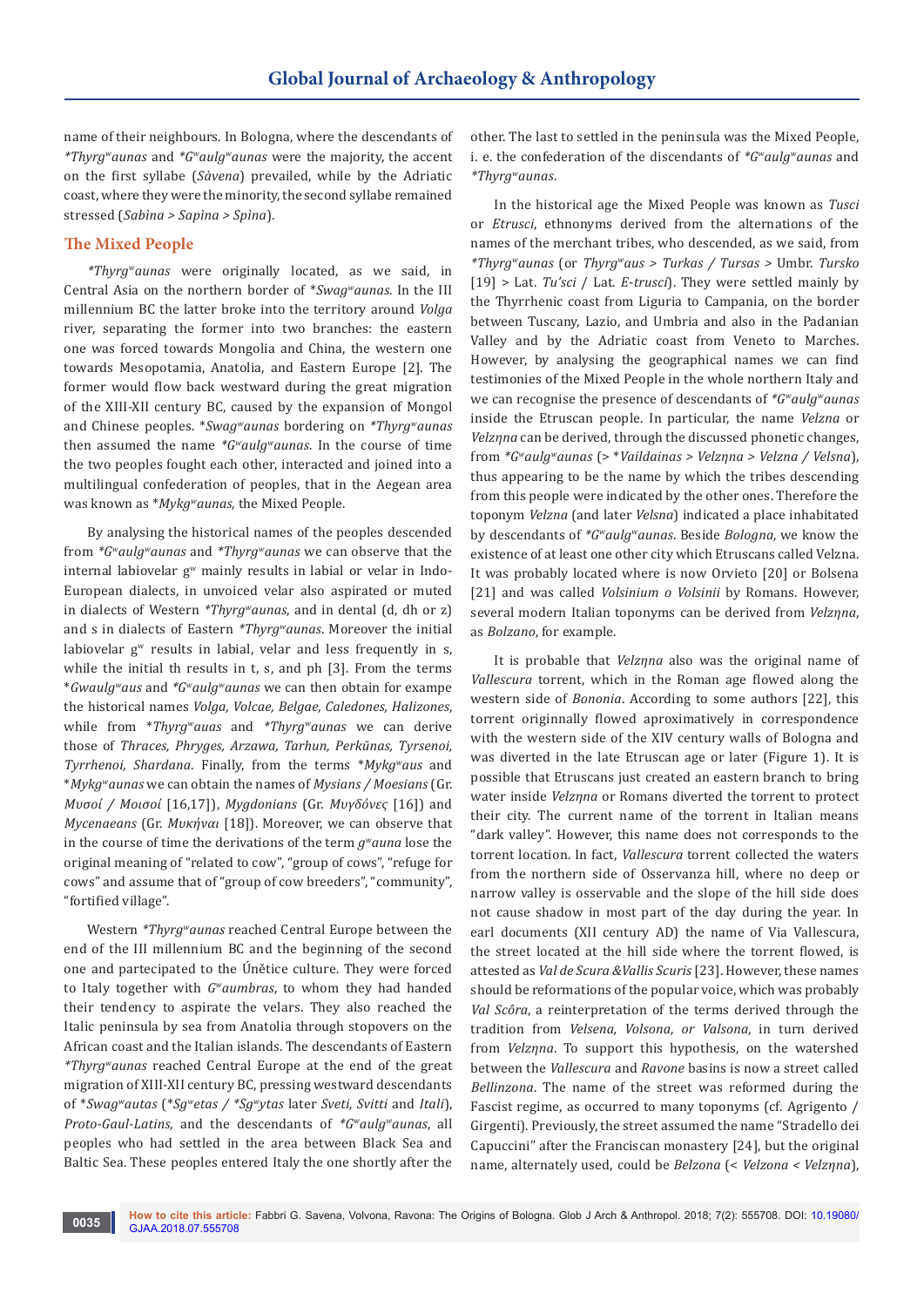name of their neighbours. In Bologna, where the descendants of *\*Thyrgʷaunas* and *\*Gʷaulgʷaunas* were the majority, the accent on the first syllabe (*Sàvena*) prevailed, while by the Adriatic coast, where they were the minority, the second syllabe remained stressed (*Sabìna > Sapìna > Spìna*).

## The Mixed People

*\*Thyrgʷaunas* were originally located, as we said, in Central Asia on the northern border of *\*Swagʷaunas*. In the III millennium BC the latter broke into the territory around *Volga* river, separating the former into two branches: the eastern one was forced towards Mongolia and China, the western one towards Mesopotamia, Anatolia, and Eastern Europe [2]. The former would flow back westward during the great migration of the XIII-XII century BC, caused by the expansion of Mongol and Chinese peoples. *\*Swagʷaunas* bordering on *\*Thyrgʷaunas* then assumed the name *\*Gʷaulgʷaunas*. In the course of time the two peoples fought each other, interacted and joined into a multilingual confederation of peoples, that in the Aegean area was known as *\*Mykgʷaunas*, the Mixed People.

By analysing the historical names of the peoples descended from *\*Gʷaulgʷaunas* and *\*Thyrgʷaunas* we can observe that the internal labiovelar gʷ mainly results in labial or velar in Indo-European dialects, in unvoiced velar also aspirated or muted in dialects of Western *\*Thyrgʷaunas*, and in dental (d, dh or z) and s in dialects of Eastern *\*Thyrgʷaunas*. Moreover the initial labiovelar gʷ results in labial, velar and less frequently in s, while the initial th results in t, s, and ph [3]. From the terms *\*Gwaulgʷaus* and *\*Gʷaulgʷaunas* we can then obtain for example the historical names *Volga, Volcae, Belgae, Caledones, Halizones*, while from *\*Thyrgʷauas* and *\*Thyrgʷaunas* we can derive those of *Thraces, Phryges, Arzawa, Tarhun, Perkūnas, Tyrsenoi, Tyrrhenoi, Shardana*. Finally, from the terms *\*Mykgʷaus* and *\*Mykgʷaunas* we can obtain the names of *Mysians / Moesians* (Gr. *Μυσοί / Μοισοί* [16,17]), *Mygdonians* (Gr. *Μυγδόνες* [16]) and *Mycenaeans* (Gr. *Μυκήναι* [18]). Moreover, we can observe that in the course of time the derivations of the term *gʷauna* lose the original meaning of "related to cow", "group of cows", "refuge for cows" and assume that of "group of cow breeders", "community", "fortified village".

Western *\*Thyrgʷaunas* reached Central Europe between the end of the III millennium BC and the beginning of the second one and partecipated to the Únětice culture. They were forced to Italy together with *Gʷaumbras*, to whom they had handed their tendency to aspirate the velars. They also reached the Italic peninsula by sea from Anatolia through stopovers on the African coast and the Italian islands. The descendants of Eastern *\*Thyrgʷaunas* reached Central Europe at the end of the great migration of XIII-XII century BC, pressing westward descendants of *\*Swagʷautas* (*\*Sgʷetas / \*Sgʷytas* later *Sveti, Svitti* and *Itali*), *Proto-Gaul-Latins*, and the descendants of *\*Gʷaulgʷaunas*, all peoples who had settled in the area between Black Sea and Baltic Sea. These peoples entered Italy the one shortly after the other. The last to settled in the peninsula was the Mixed People, i. e. the confederation of the discendants of *\*Gʷaulgʷaunas* and *\*Thyrgʷaunas*.

In the historical age the Mixed People was known as *Tusci* or *Etrusci*, ethnonyms derived from the alternations of the names of the merchant tribes, who descended, as we said, from *\*Thyrgʷaunas* (or *Thyrgʷaus > Turkas / Tursas >* Umbr. *Tursko* [19] > Lat. *Tu'sci* / Lat. *E-trusci*). They were settled mainly by the Thyrrhenic coast from Liguria to Campania, on the border between Tuscany, Lazio, and Umbria and in the Padanian Valley and by the Adriatic coast from Veneto to Marches. However, by analysing the geographical names we can find testimonies of the Mixed People in the whole northern Italy and we can recognise the presence of descendants of *\*Gʷaulgʷaunas* inside the Etruscan people. In particular, the name *Velzna* or *Velzηna* can be derived, through the discussed phonetic changes, from *\*Gʷaulgʷaunas* (> *\*Vaildainas > Velzηna > Velzna / Velsna*), thus appearing to be the name by which the tribes descending from this people were indicated by the other ones. Therefore the toponym *Velzna* (and later *Velsna*) indicated a place inhabitated by descendants of *\*Gʷaulgʷaunas*. Beside *Bologna*, we know the existence of at least one other city which Etruscans called Velzna. It was probably located where is now Orvieto [20] or Bolsena [21] and was called *Volsinium o Volsinii* by Romans. However, several modern Italian toponyms can be derived from *Velzηna*, as *Bolzano*, for example.

It is probable that *Velzηna* also was the original name of *Vallescura* torrent, which in the Roman age flowed along the western side of *Bononia*. According to some authors [22], this torrent originnally flowed aproximatively in correspondence with the western side of the XIV century walls of Bologna and was diverted in the late Etruscan age or later (Figure 1). It is possible that Etruscans just created an eastern branch to bring water inside *Velzηna* or Romans diverted the torrent to protect their city. The current name of the torrent in Italian means "dark valley". However, this name does not corresponds to the torrent location. In fact, *Vallescura* torrent collected the waters from the northern side of Osservanza hill, where no deep or narrow valley is osservable and the slope of the hill side does not cause shadow in most part of the day during the year. In earl documents (XII century AD) the name of Via Vallescura, the street located at the hill side where the torrent flowed, is attested as *Val de Scura &Vallis Scuris* [23]. However, these names should be reformations of the popular voice, which was probably *Val Scôra*, a reinterpretation of the terms derived through the tradition from *Velsena, Volsona, or Valsona,* in turn derived from *Velzηna*. To support this hypothesis, on the watershed between the *Vallescura* and *Ravone* basins is now a street called *Bellinzona*. The name of the street was reformed during the Fascist regime, as occurred to many toponyms (cf. Agrigento / Girgenti). Previously, the street assumed the name "Stradello dei Capuccini" after the Franciscan monastery [24], but the original name, alternately used, could be *Belzona* (< *Velzona* < *Velzηna*),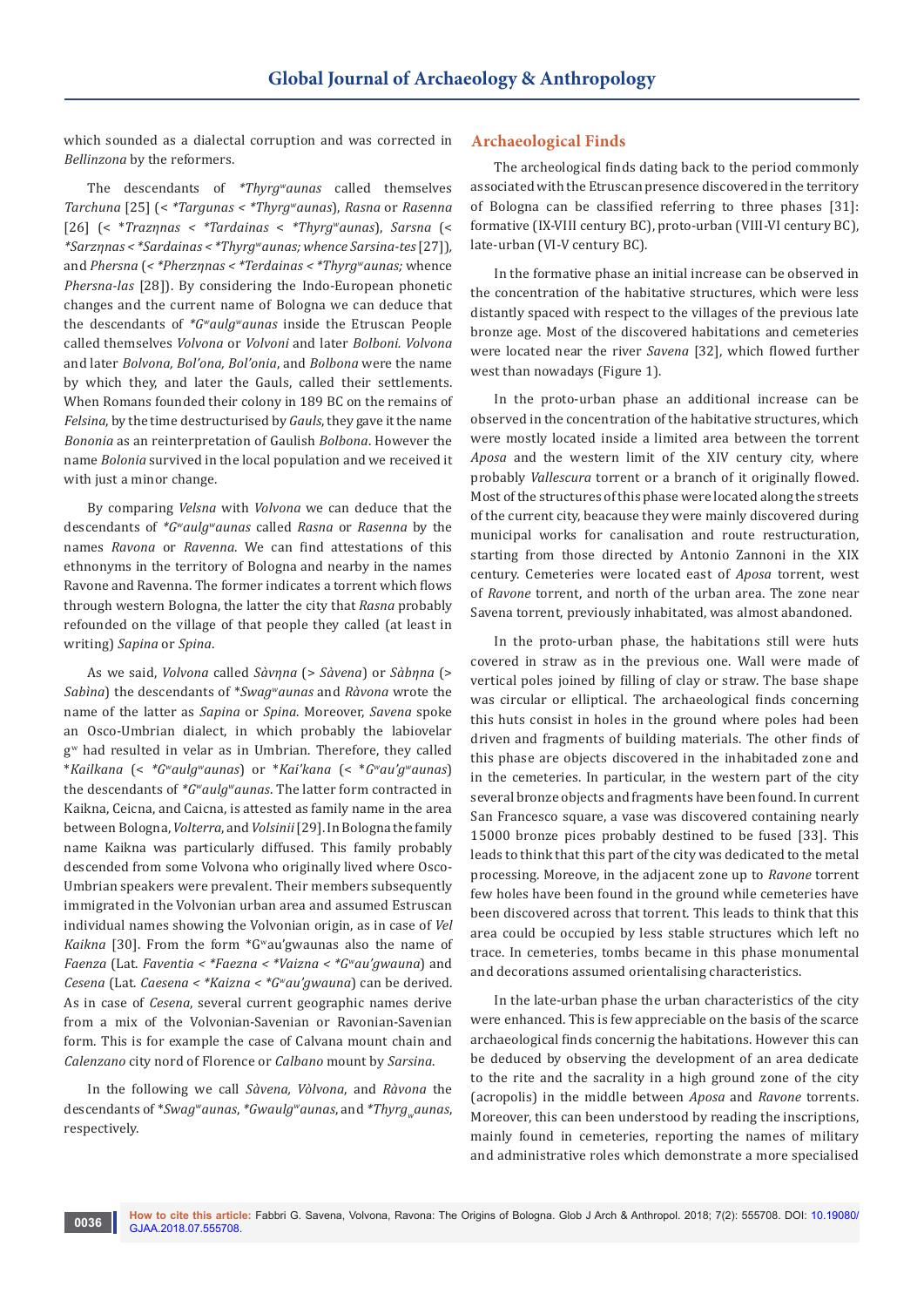which sounded as a dialectal corruption and was corrected in *Bellinzona* by the reformers.

The descendants of *\*Thyrgʷaunas* called themselves *Tarchuna* [25] (< *\*Targunas* < *\*Thyrgʷaunas*), *Rasna* or *Rasenna* [26] (< \**Trazŋnas* < *\*Tardainas* < *\*Thyrgʷaunas*), *Sarsna* (< *\*Sarzŋnas* < *\*Sardainas* < *\*Thyrgʷaunas; whence Sarsina-tes* [27]), and *Phersna* (< *\*Pherzŋnas* < *\*Terdainas* < *\*Thyrgʷaunas;* whence *Phersna-las* [28]). By considering the Indo-European phonetic changes and the current name of Bologna we can deduce that the descendants of *\*Gʷaulgʷaunas* inside the Etruscan People called themselves *Volvona* or *Volvoni* and later *Bolboni*. *Volvona* and later *Bolvona, Bol'ona, Bol'onia*, and *Bolbona* were the name by which they, and later the Gauls, called their settlements. When Romans founded their colony in 189 BC on the remains of *Felsina*, by the time destructurised by *Gauls*, they gave it the name *Bononia* as an reinterpretation of Gaulish *Bolbona*. However the name *Bolonia* survived in the local population and we received it with just a minor change.

By comparing *Velsna* with *Volvona* we can deduce that the descendants of *\*Gʷaulgʷaunas* called *Rasna* or *Rasenna* by the names *Ravona* or *Ravenna*. We can find attestations of this ethnonyms in the territory of Bologna and nearby in the names Ravone and Ravenna. The former indicates a torrent which flows through western Bologna, the latter the city that *Rasna* probably refounded on the village of that people they called (at least in writing) *Sapina* or *Spina*.

As we said, *Volvona* called *Sàvŋna* (> *Sàvena*) or *Sàbŋna* (> *Sabìna*) the descendants of \**Swagʷaunas* and *Ràvona* wrote the name of the latter as *Sapina* or *Spina*. Moreover, *Savena* spoke an Osco-Umbrian dialect, in which probably the labiovelar gʷ had resulted in velar as in Umbrian. Therefore, they called \**Kailkana* (< *\*Gʷaulgʷaunas*) or \**Kai'kana* (< \**Gʷau'gʷaunas*) the descendants of *\*Gʷaulgʷaunas*. The latter form contracted in Kaikna, Ceicna, and Caicna, is attested as family name in the area between Bologna, *Volterra*, and *Volsinii* [29]. In Bologna the family name Kaikna was particularly diffused. This family probably descended from some Volvona who originally lived where Osco-Umbrian speakers were prevalent. Their members subsequently immigrated in the Volvonian urban area and assumed Estruscan individual names showing the Volvonian origin, as in case of *Vel Kaikna* [30]. From the form \*Gʷau'gwaunas also the name of *Faenza* (Lat. *Faventia* < *\*Faezna* < *\*Vaizna* < *\*Gʷau'gwauna*) and *Cesena* (Lat. *Caesena* < *\*Kaizna* < *\*Gʷau'gwauna*) can be derived. As in case of *Cesena*, several current geographic names derive from a mix of the Volvonian-Savenian or Ravonian-Savenian form. This is for example the case of Calvana mount chain and *Calenzano* city nord of Florence or *Calbano* mount by *Sarsina*.

In the following we call *Sàvena, Vòlvona*, and *Ràvona* the descendants of \**Swagʷaunas*, *\*Gwaulgʷaunas*, and *\*Thyrg*$_w$*aunas*, respectively.

## Archaeological Finds

The archeological finds dating back to the period commonly associated with the Etruscan presence discovered in the territory of Bologna can be classified referring to three phases [31]: formative (IX-VIII century BC), proto-urban (VIII-VI century BC), late-urban (VI-V century BC).

In the formative phase an initial increase can be observed in the concentration of the habitative structures, which were less distantly spaced with respect to the villages of the previous late bronze age. Most of the discovered habitations and cemeteries were located near the river *Savena* [32], which flowed further west than nowadays (Figure 1).

In the proto-urban phase an additional increase can be observed in the concentration of the habitative structures, which were mostly located inside a limited area between the torrent *Aposa* and the western limit of the XIV century city, where probably *Vallescura* torrent or a branch of it originally flowed. Most of the structures of this phase were located along the streets of the current city, beacause they were mainly discovered during municipal works for canalisation and route restructuration, starting from those directed by Antonio Zannoni in the XIX century. Cemeteries were located east of *Aposa* torrent, west of *Ravone* torrent, and north of the urban area. The zone near Savena torrent, previously inhabitated, was almost abandoned.

In the proto-urban phase, the habitations still were huts covered in straw as in the previous one. Wall were made of vertical poles joined by filling of clay or straw. The base shape was circular or elliptical. The archaeological finds concerning this huts consist in holes in the ground where poles had been driven and fragments of building materials. The other finds of this phase are objects discovered in the inhabitaded zone and in the cemeteries. In particular, in the western part of the city several bronze objects and fragments have been found. In current San Francesco square, a vase was discovered containing nearly 15000 bronze pices probably destined to be fused [33]. This leads to think that this part of the city was dedicated to the metal processing. Moreove, in the adjacent zone up to *Ravone* torrent few holes have been found in the ground while cemeteries have been discovered across that torrent. This leads to think that this area could be occupied by less stable structures which left no trace. In cemeteries, tombs became in this phase monumental and decorations assumed orientalising characteristics.

In the late-urban phase the urban characteristics of the city were enhanced. This is few appreciable on the basis of the scarce archaeological finds concernig the habitations. However this can be deduced by observing the development of an area dedicate to the rite and the sacrality in a high ground zone of the city (acropolis) in the middle between *Aposa* and *Ravone* torrents. Moreover, this can been understood by reading the inscriptions, mainly found in cemeteries, reporting the names of military and administrative roles which demonstrate a more specialised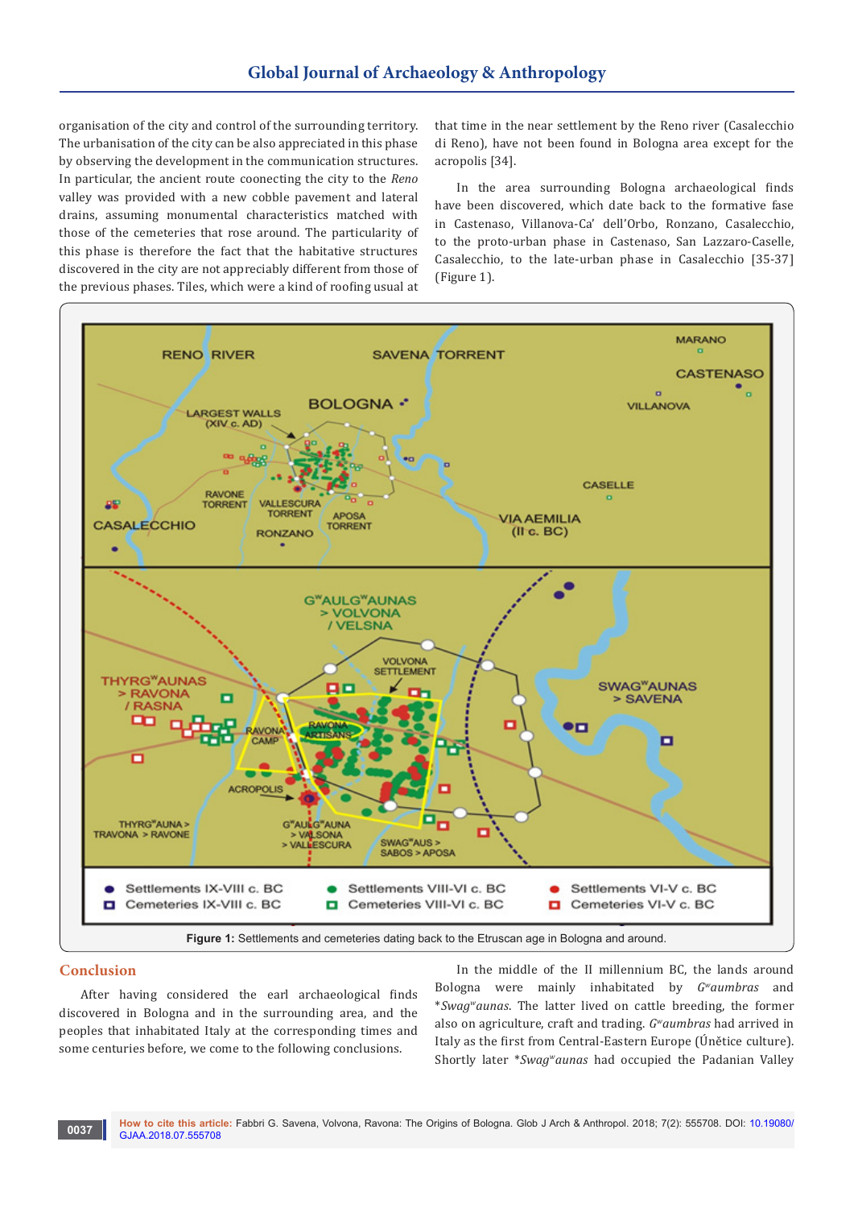organisation of the city and control of the surrounding territory. The urbanisation of the city can be also appreciated in this phase by observing the development in the communication structures. In particular, the ancient route coonecting the city to the *Reno* valley was provided with a new cobble pavement and lateral drains, assuming monumental characteristics matched with those of the cemeteries that rose around. The particularity of this phase is therefore the fact that the habitative structures discovered in the city are not appreciably different from those of the previous phases. Tiles, which were a kind of roofing usual at that time in the near settlement by the Reno river (Casalecchio di Reno), have not been found in Bologna area except for the acropolis [34].

In the area surrounding Bologna archaeological finds have been discovered, which date back to the formative fase in Castenaso, Villanova-Ca' dell'Orbo, Ronzano, Casalecchio, to the proto-urban phase in Castenaso, San Lazzaro-Caselle, Casalecchio, to the late-urban phase in Casalecchio [35-37] (Figure 1).

**Figure 1:** Settlements and cemeteries dating back to the Etruscan age in Bologna and around.

## Conclusion

After having considered the earl archaeological finds discovered in Bologna and in the surrounding area, and the peoples that inhabitated Italy at the corresponding times and some centuries before, we come to the following conclusions.

In the middle of the II millennium BC, the lands around Bologna were mainly inhabitated by *G$^w$aumbras* and **Swag$^w$aunas*. The latter lived on cattle breeding, the former also on agriculture, craft and trading. *G$^w$aumbras* had arrived in Italy as the first from Central-Eastern Europe (Únětice culture). Shortly later **Swag$^w$aunas* had occupied the Padanian Valley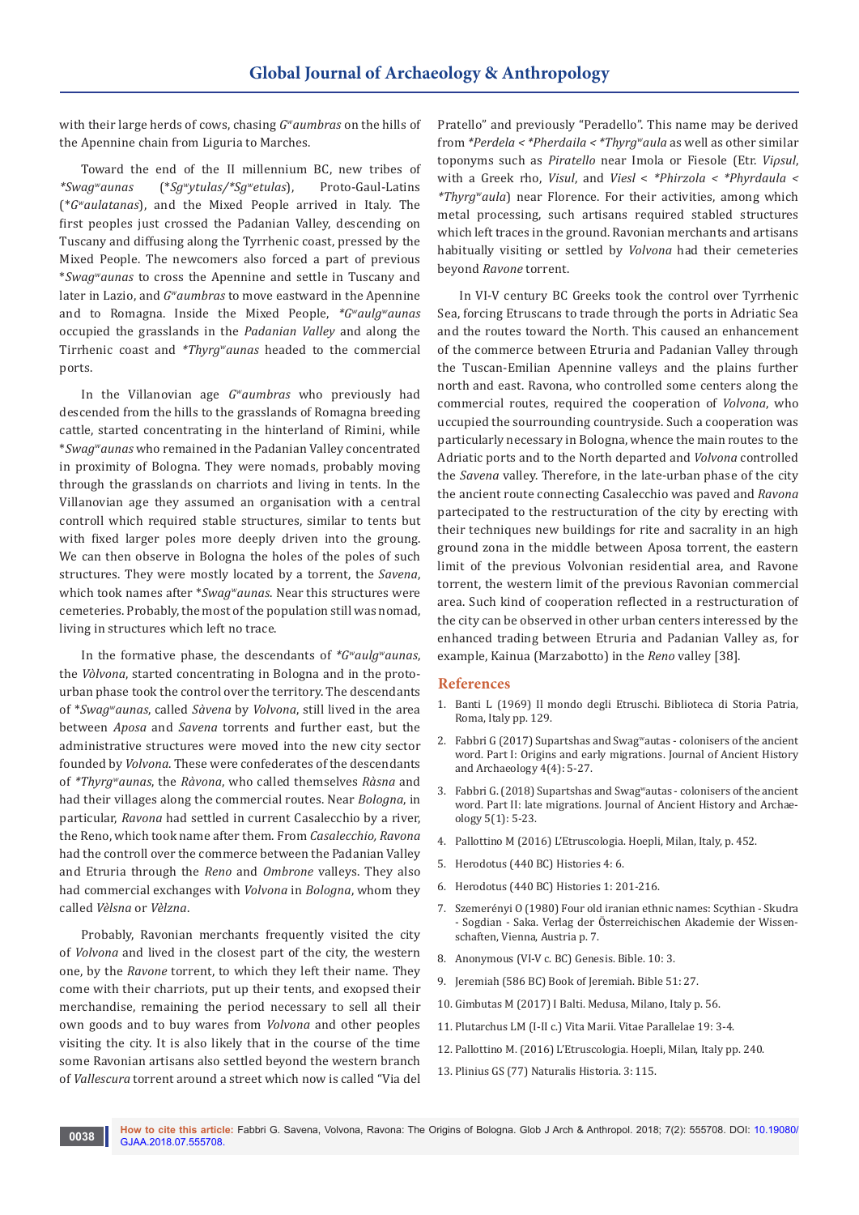with their large herds of cows, chasing *G$^w$aumbras* on the hills of the Apennine chain from Liguria to Marches.

Toward the end of the II millennium BC, new tribes of *\*Swag$^w$aunas* (*\*Sg$^w$ytulas/\*Sg$^w$etulas*), Proto-Gaul-Latins (*\*G$^w$aulatanas*), and the Mixed People arrived in Italy. The first peoples just crossed the Padanian Valley, descending on Tuscany and diffusing along the Tyrrhenic coast, pressed by the Mixed People. The newcomers also forced a part of previous *\*Swag$^w$aunas* to cross the Apennine and settle in Tuscany and later in Lazio, and *G$^w$aumbras* to move eastward in the Apennine and to Romagna. Inside the Mixed People, *\*G$^w$aulg$^w$aunas* occupied the grasslands in the *Padanian Valley* and along the Tirrhenic coast and *\*Thyrg$^w$aunas* headed to the commercial ports.

In the Villanovian age *G$^w$aumbras* who previously had descended from the hills to the grasslands of Romagna breeding cattle, started concentrating in the hinterland of Rimini, while *\*Swag$^w$aunas* who remained in the Padanian Valley concentrated in proximity of Bologna. They were nomads, probably moving through the grasslands on charriots and living in tents. In the Villanovian age they assumed an organisation with a central controll which required stable structures, similar to tents but with fixed larger poles more deeply driven into the groung. We can then observe in Bologna the holes of the poles of such structures. They were mostly located by a torrent, the *Savena*, which took names after *\*Swag$^w$aunas*. Near this structures were cemeteries. Probably, the most of the population still was nomad, living in structures which left no trace.

In the formative phase, the descendants of *\*G$^w$aulg$^w$aunas*, the *Vòlvona*, started concentrating in Bologna and in the proto-urban phase took the control over the territory. The descendants of *\*Swag$^w$aunas*, called *Sàvena* by *Volvona*, still lived in the area between *Aposa* and *Savena* torrents and further east, but the administrative structures were moved into the new city sector founded by *Volvona*. These were confederates of the descendants of *\*Thyrg$^w$aunas*, the *Ràvona*, who called themselves *Ràsna* and had their villages along the commercial routes. Near *Bologna*, in particular, *Ravona* had settled in current Casalecchio by a river, the Reno, which took name after them. From *Casalecchio, Ravona* had the controll over the commerce between the Padanian Valley and Etruria through the *Reno* and *Ombrone* valleys. They also had commercial exchanges with *Volvona* in *Bologna*, whom they called *Vèlsna* or *Vèlzna*.

Probably, Ravonian merchants frequently visited the city of *Volvona* and lived in the closest part of the city, the western one, by the *Ravone* torrent, to which they left their name. They come with their charriots, put up their tents, and exopsed their merchandise, remaining the period necessary to sell all their own goods and to buy wares from *Volvona* and other peoples visiting the city. It is also likely that in the course of the time some Ravonian artisans also settled beyond the western branch of *Vallescura* torrent around a street which now is called "Via del Pratello" and previously "Peradello". This name may be derived from *\*Perdela < \*Pherdaila < \*Thyrg$^w$aula* as well as other similar toponyms such as *Piratello* near Imola or Fiesole (Etr. *Vipsul*, with a Greek rho, *Visul*, and *Viesl < \*Phirzola < \*Phyrdaula < \*Thyrg$^w$aula*) near Florence. For their activities, among which metal processing, such artisans required stabled structures which left traces in the ground. Ravonian merchants and artisans habitually visiting or settled by *Volvona* had their cemeteries beyond *Ravone* torrent.

In VI-V century BC Greeks took the control over Tyrrhenic Sea, forcing Etruscans to trade through the ports in Adriatic Sea and the routes toward the North. This caused an enhancement of the commerce between Etruria and Padanian Valley through the Tuscan-Emilian Apennine valleys and the plains further north and east. Ravona, who controlled some centers along the commercial routes, required the cooperation of *Volvona*, who uccupied the sourrounding countryside. Such a cooperation was particularly necessary in Bologna, whence the main routes to the Adriatic ports and to the North departed and *Volvona* controlled the *Savena* valley. Therefore, in the late-urban phase of the city the ancient route connecting Casalecchio was paved and *Ravona* partecipated to the restructuration of the city by erecting with their techniques new buildings for rite and sacrality in an high ground zona in the middle between Aposa torrent, the eastern limit of the previous Volvonian residential area, and Ravone torrent, the western limit of the previous Ravonian commercial area. Such kind of cooperation reflected in a restructuration of the city can be observed in other urban centers interessed by the enhanced trading between Etruria and Padanian Valley as, for example, Kainua (Marzabotto) in the *Reno* valley [38].

## References

1. Banti L (1969) Il mondo degli Etruschi. Biblioteca di Storia Patria, Roma, Italy pp. 129.
2. Fabbri G (2017) Supartshas and Swag$^w$autas - colonisers of the ancient word. Part I: Origins and early migrations. Journal of Ancient History and Archaeology 4(4): 5-27.
3. Fabbri G. (2018) Supartshas and Swag$^w$autas - colonisers of the ancient word. Part II: late migrations. Journal of Ancient History and Archaeology 5(1): 5-23.
4. Pallottino M (2016) L'Etruscologia. Hoepli, Milan, Italy, p. 452.
5. Herodotus (440 BC) Histories 4: 6.
6. Herodotus (440 BC) Histories 1: 201-216.
7. Szemerényi O (1980) Four old iranian ethnic names: Scythian - Skudra - Sogdian - Saka. Verlag der Österreichischen Akademie der Wissenschaften, Vienna, Austria p. 7.
8. Anonymous (VI-V c. BC) Genesis. Bible. 10: 3.
9. Jeremiah (586 BC) Book of Jeremiah. Bible 51: 27.
10. Gimbutas M (2017) I Balti. Medusa, Milano, Italy p. 56.
11. Plutarchus LM (I-II c.) Vita Marii. Vitae Parallelae 19: 3-4.
12. Pallottino M. (2016) L'Etruscologia. Hoepli, Milan, Italy pp. 240.
13. Plinius GS (77) Naturalis Historia. 3: 115.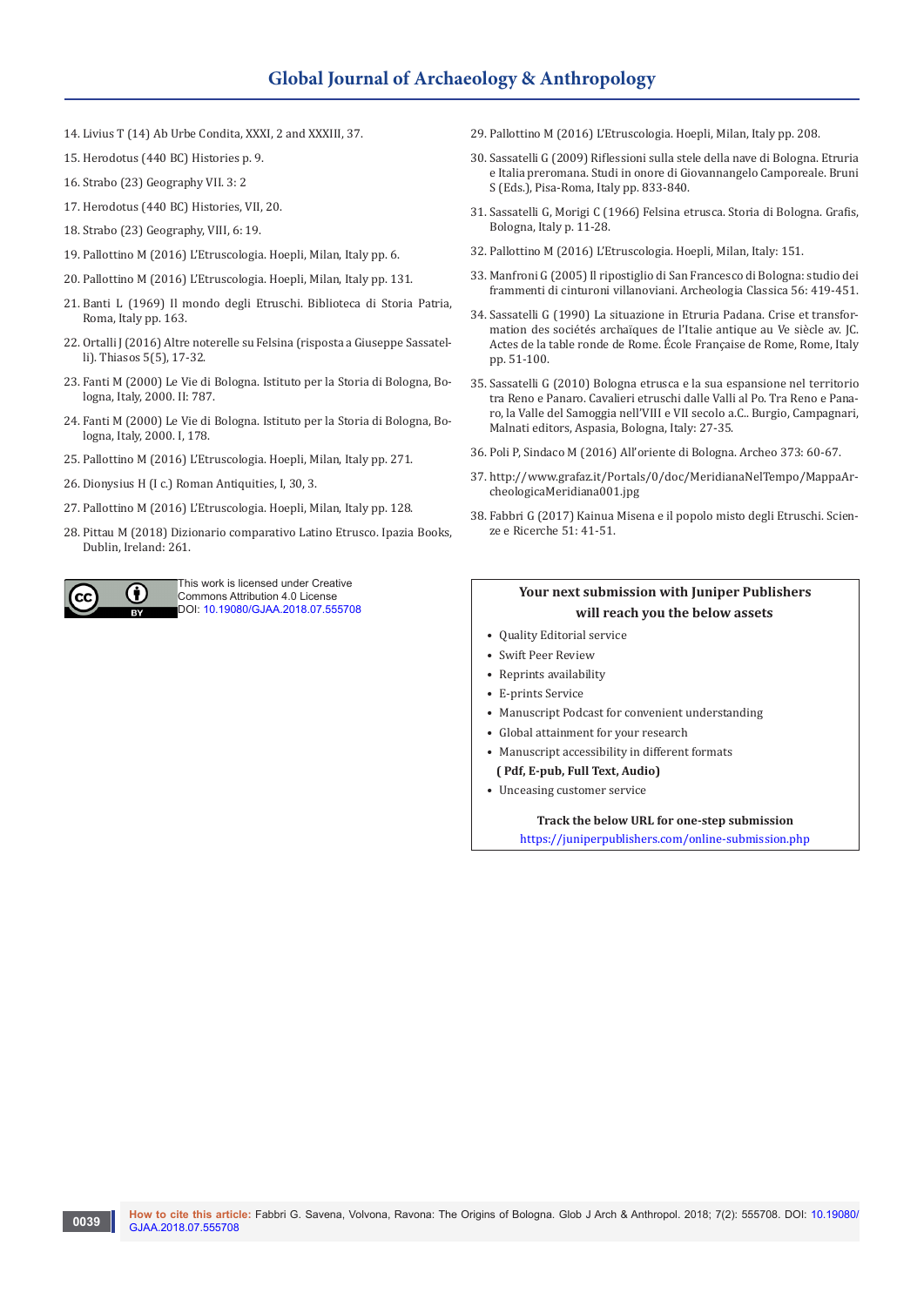14. Livius T (14) Ab Urbe Condita, XXXI, 2 and XXXIII, 37.
15. Herodotus (440 BC) Histories p. 9.
16. Strabo (23) Geography VII. 3: 2
17. Herodotus (440 BC) Histories, VII, 20.
18. Strabo (23) Geography, VIII, 6: 19.
19. Pallottino M (2016) L'Etruscologia. Hoepli, Milan, Italy pp. 6.
20. Pallottino M (2016) L'Etruscologia. Hoepli, Milan, Italy pp. 131.
21. Banti L (1969) Il mondo degli Etruschi. Biblioteca di Storia Patria, Roma, Italy pp. 163.
22. Ortalli J (2016) Altre noterelle su Felsina (risposta a Giuseppe Sassatelli). Thiasos 5(5), 17-32.
23. Fanti M (2000) Le Vie di Bologna. Istituto per la Storia di Bologna, Bologna, Italy, 2000. II: 787.
24. Fanti M (2000) Le Vie di Bologna. Istituto per la Storia di Bologna, Bologna, Italy, 2000. I, 178.
25. Pallottino M (2016) L'Etruscologia. Hoepli, Milan, Italy pp. 271.
26. Dionysius H (I c.) Roman Antiquities, I, 30, 3.
27. Pallottino M (2016) L'Etruscologia. Hoepli, Milan, Italy pp. 128.
28. Pittau M (2018) Dizionario comparativo Latino Etrusco. Ipazia Books, Dublin, Ireland: 261.
29. Pallottino M (2016) L'Etruscologia. Hoepli, Milan, Italy pp. 208.
30. Sassatelli G (2009) Riflessioni sulla stele della nave di Bologna. Etruria e Italia preromana. Studi in onore di Giovannangelo Camporeale. Bruni S (Eds.), Pisa-Roma, Italy pp. 833-840.
31. Sassatelli G, Morigi C (1966) Felsina etrusca. Storia di Bologna. Grafis, Bologna, Italy p. 11-28.
32. Pallottino M (2016) L'Etruscologia. Hoepli, Milan, Italy: 151.
33. Manfroni G (2005) Il ripostiglio di San Francesco di Bologna: studio dei frammenti di cinturoni villanoviani. Archeologia Classica 56: 419-451.
34. Sassatelli G (1990) La situazione in Etruria Padana. Crise et transformation des sociétés archaïques de l'Italie antique au Ve siècle av. JC. Actes de la table ronde de Rome. École Française de Rome, Rome, Italy pp. 51-100.
35. Sassatelli G (2010) Bologna etrusca e la sua espansione nel territorio tra Reno e Panaro. Cavalieri etruschi dalle Valli al Po. Tra Reno e Panaro, la Valle del Samoggia nell'VIII e VII secolo a.C.. Burgio, Campagnari, Malnati editors, Aspasia, Bologna, Italy: 27-35.
36. Poli P, Sindaco M (2016) All'oriente di Bologna. Archeo 373: 60-67.
37. http://www.grafaz.it/Portals/0/doc/MeridianaNelTempo/MappaArcheologicaMeridiana001.jpg
38. Fabbri G (2017) Kainua Misena e il popolo misto degli Etruschi. Scienze e Ricerche 51: 41-51.

This work is licensed under Creative Commons Attribution 4.0 License
DOI: 10.19080/GJAA.2018.07.555708

**Your next submission with Juniper Publishers will reach you the below assets**

- Quality Editorial service
- Swift Peer Review
- Reprints availability
- E-prints Service
- Manuscript Podcast for convenient understanding
- Global attainment for your research
- Manuscript accessibility in different formats

**( Pdf, E-pub, Full Text, Audio)**

- Unceasing customer service

**Track the below URL for one-step submission**
https://juniperpublishers.com/online-submission.php